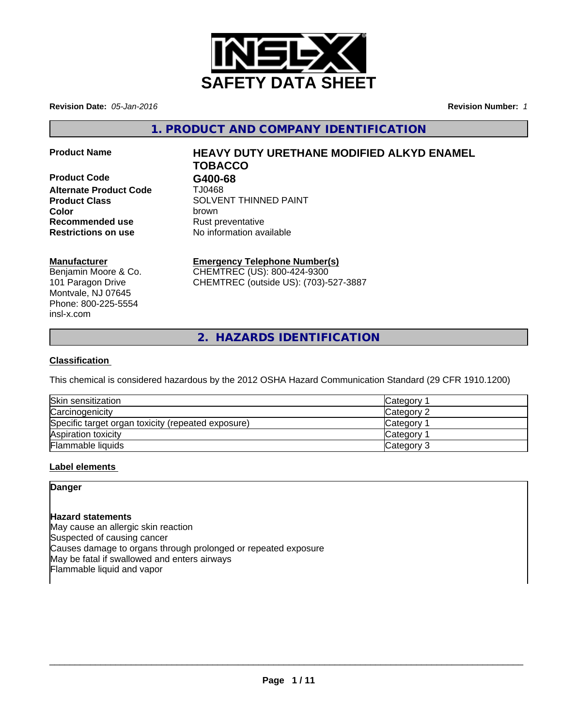# SAFETY DATA SHEET

**Revision Date:** *05-Jan-2016* **Revision Number:** *1*

## 1. PRODUCT AND COMPANY IDENTIFICATION

| | |
|---|---|
| **Product Name** | **HEAVY DUTY URETHANE MODIFIED ALKYD ENAMEL TOBACCO** |
| **Product Code** | **G400-68** |
| **Alternate Product Code** | TJ0468 |
| **Product Class** | SOLVENT THINNED PAINT |
| **Color** | brown |
| **Recommended use** | Rust preventative |
| **Restrictions on use** | No information available |

**Manufacturer**
Benjamin Moore & Co.
101 Paragon Drive
Montvale, NJ 07645
Phone: 800-225-5554
insl-x.com

**Emergency Telephone Number(s)**
CHEMTREC (US): 800-424-9300
CHEMTREC (outside US): (703)-527-3887

## 2. HAZARDS IDENTIFICATION

**Classification**

This chemical is considered hazardous by the 2012 OSHA Hazard Communication Standard (29 CFR 1910.1200)

| | |
|---|---|
| Skin sensitization | Category 1 |
| Carcinogenicity | Category 2 |
| Specific target organ toxicity (repeated exposure) | Category 1 |
| Aspiration toxicity | Category 1 |
| Flammable liquids | Category 3 |

**Label elements**

**Danger**

**Hazard statements**
May cause an allergic skin reaction
Suspected of causing cancer
Causes damage to organs through prolonged or repeated exposure
May be fatal if swallowed and enters airways
Flammable liquid and vapor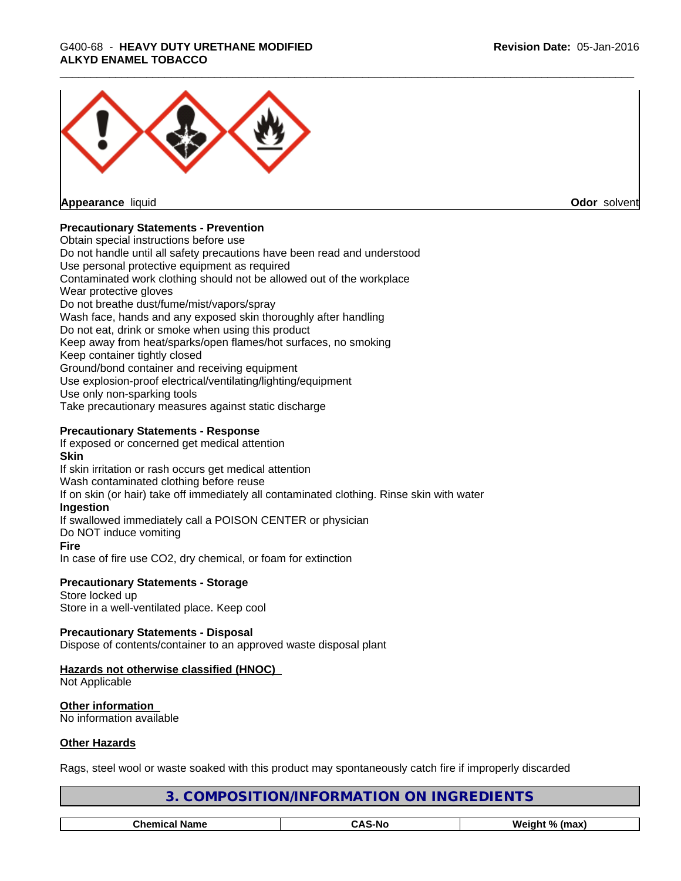**Appearance** liquid | **Odor** solvent

**Precautionary Statements - Prevention**

Obtain special instructions before use
Do not handle until all safety precautions have been read and understood
Use personal protective equipment as required
Contaminated work clothing should not be allowed out of the workplace
Wear protective gloves
Do not breathe dust/fume/mist/vapors/spray
Wash face, hands and any exposed skin thoroughly after handling
Do not eat, drink or smoke when using this product
Keep away from heat/sparks/open flames/hot surfaces, no smoking
Keep container tightly closed
Ground/bond container and receiving equipment
Use explosion-proof electrical/ventilating/lighting/equipment
Use only non-sparking tools
Take precautionary measures against static discharge

**Precautionary Statements - Response**

If exposed or concerned get medical attention

**Skin**

If skin irritation or rash occurs get medical attention
Wash contaminated clothing before reuse
If on skin (or hair) take off immediately all contaminated clothing. Rinse skin with water

**Ingestion**

If swallowed immediately call a POISON CENTER or physician
Do NOT induce vomiting

**Fire**

In case of fire use CO2, dry chemical, or foam for extinction

**Precautionary Statements - Storage**

Store locked up
Store in a well-ventilated place. Keep cool

**Precautionary Statements - Disposal**

Dispose of contents/container to an approved waste disposal plant

**Hazards not otherwise classified (HNOC)**

Not Applicable

**Other information**

No information available

**Other Hazards**

Rags, steel wool or waste soaked with this product may spontaneously catch fire if improperly discarded

## 3. COMPOSITION/INFORMATION ON INGREDIENTS

| Chemical Name | CAS-No | Weight % (max) |
|---|---|---|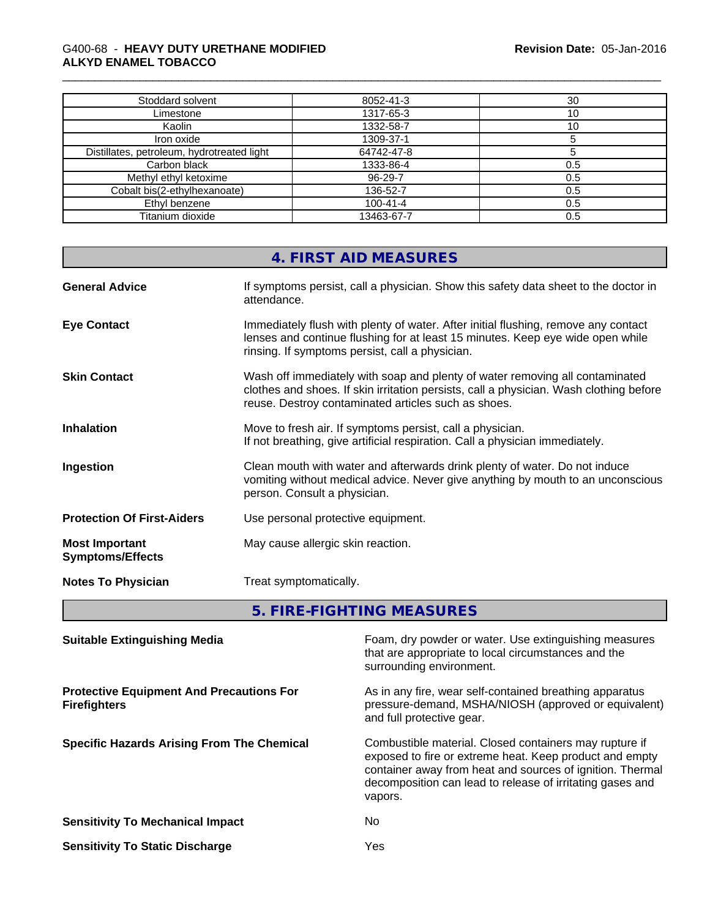| Stoddard solvent | 8052-41-3 | 30 |
|---|---|---|
| Limestone | 1317-65-3 | 10 |
| Kaolin | 1332-58-7 | 10 |
| Iron oxide | 1309-37-1 | 5 |
| Distillates, petroleum, hydrotreated light | 64742-47-8 | 5 |
| Carbon black | 1333-86-4 | 0.5 |
| Methyl ethyl ketoxime | 96-29-7 | 0.5 |
| Cobalt bis(2-ethylhexanoate) | 136-52-7 | 0.5 |
| Ethyl benzene | 100-41-4 | 0.5 |
| Titanium dioxide | 13463-67-7 | 0.5 |

## 4. FIRST AID MEASURES

**General Advice**
If symptoms persist, call a physician. Show this safety data sheet to the doctor in attendance.

**Eye Contact**
Immediately flush with plenty of water. After initial flushing, remove any contact lenses and continue flushing for at least 15 minutes. Keep eye wide open while rinsing. If symptoms persist, call a physician.

**Skin Contact**
Wash off immediately with soap and plenty of water removing all contaminated clothes and shoes. If skin irritation persists, call a physician. Wash clothing before reuse. Destroy contaminated articles such as shoes.

**Inhalation**
Move to fresh air. If symptoms persist, call a physician.
If not breathing, give artificial respiration. Call a physician immediately.

**Ingestion**
Clean mouth with water and afterwards drink plenty of water. Do not induce vomiting without medical advice. Never give anything by mouth to an unconscious person. Consult a physician.

**Protection Of First-Aiders**
Use personal protective equipment.

**Most Important Symptoms/Effects**
May cause allergic skin reaction.

**Notes To Physician**
Treat symptomatically.

## 5. FIRE-FIGHTING MEASURES

**Suitable Extinguishing Media**
Foam, dry powder or water. Use extinguishing measures that are appropriate to local circumstances and the surrounding environment.

**Protective Equipment And Precautions For Firefighters**
As in any fire, wear self-contained breathing apparatus pressure-demand, MSHA/NIOSH (approved or equivalent) and full protective gear.

**Specific Hazards Arising From The Chemical**
Combustible material. Closed containers may rupture if exposed to fire or extreme heat. Keep product and empty container away from heat and sources of ignition. Thermal decomposition can lead to release of irritating gases and vapors.

**Sensitivity To Mechanical Impact**
No

**Sensitivity To Static Discharge**
Yes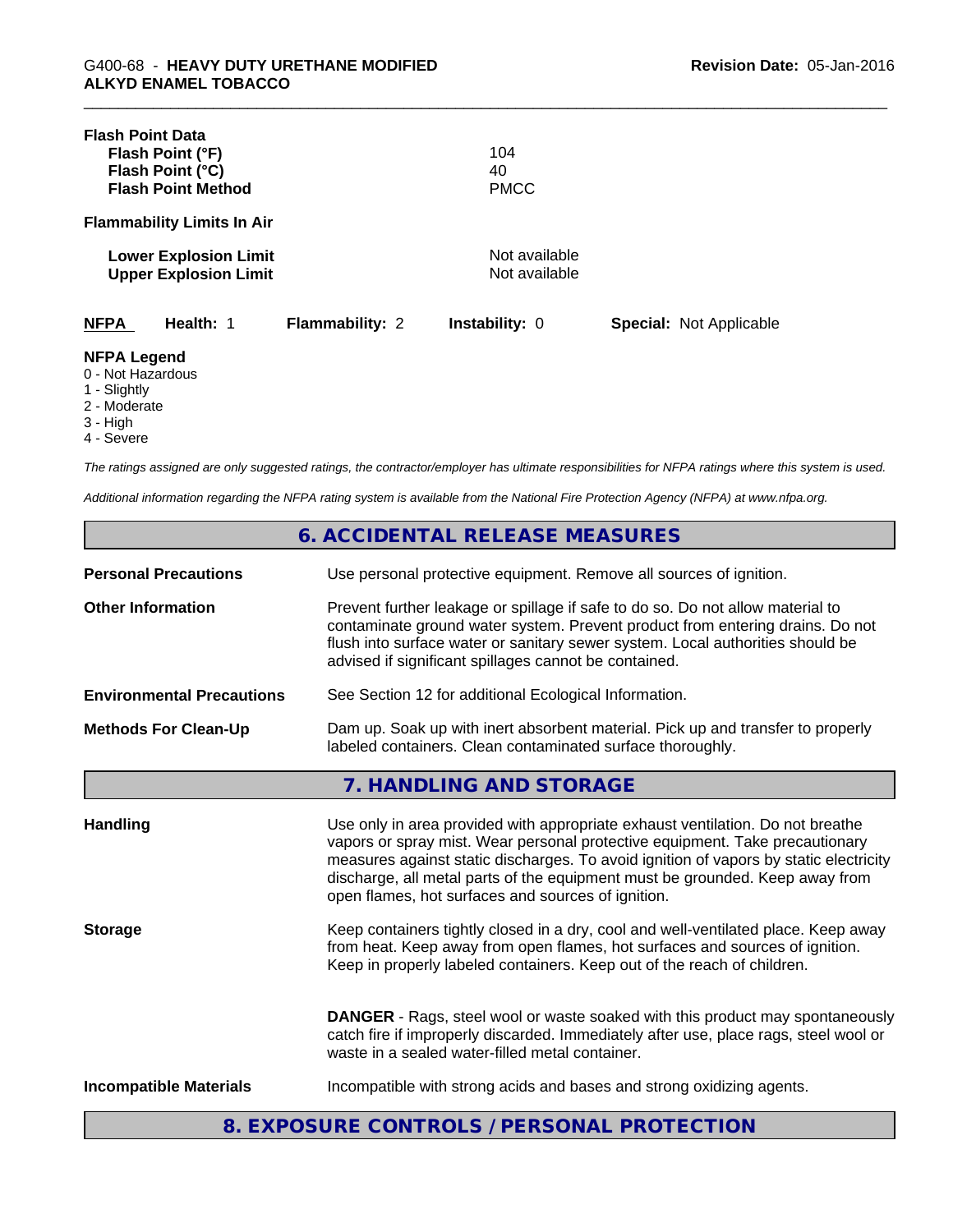**Flash Point Data**

| | |
|---|---|
| **Flash Point (°F)** | 104 |
| **Flash Point (°C)** | 40 |
| **Flash Point Method** | PMCC |

**Flammability Limits In Air**

| | |
|---|---|
| **Lower Explosion Limit** | Not available |
| **Upper Explosion Limit** | Not available |

| **NFPA** | **Health:** 1 | **Flammability:** 2 | **Instability:** 0 | **Special:** Not Applicable |
|---|---|---|---|---|

**NFPA Legend**
0 - Not Hazardous
1 - Slightly
2 - Moderate
3 - High
4 - Severe

*The ratings assigned are only suggested ratings, the contractor/employer has ultimate responsibilities for NFPA ratings where this system is used.*

*Additional information regarding the NFPA rating system is available from the National Fire Protection Agency (NFPA) at www.nfpa.org.*

## 6. ACCIDENTAL RELEASE MEASURES

**Personal Precautions**: Use personal protective equipment. Remove all sources of ignition.

**Other Information**: Prevent further leakage or spillage if safe to do so. Do not allow material to contaminate ground water system. Prevent product from entering drains. Do not flush into surface water or sanitary sewer system. Local authorities should be advised if significant spillages cannot be contained.

**Environmental Precautions**: See Section 12 for additional Ecological Information.

**Methods For Clean-Up**: Dam up. Soak up with inert absorbent material. Pick up and transfer to properly labeled containers. Clean contaminated surface thoroughly.

## 7. HANDLING AND STORAGE

**Handling**: Use only in area provided with appropriate exhaust ventilation. Do not breathe vapors or spray mist. Wear personal protective equipment. Take precautionary measures against static discharges. To avoid ignition of vapors by static electricity discharge, all metal parts of the equipment must be grounded. Keep away from open flames, hot surfaces and sources of ignition.

**Storage**: Keep containers tightly closed in a dry, cool and well-ventilated place. Keep away from heat. Keep away from open flames, hot surfaces and sources of ignition. Keep in properly labeled containers. Keep out of the reach of children.

**DANGER** - Rags, steel wool or waste soaked with this product may spontaneously catch fire if improperly discarded. Immediately after use, place rags, steel wool or waste in a sealed water-filled metal container.

**Incompatible Materials**: Incompatible with strong acids and bases and strong oxidizing agents.

## 8. EXPOSURE CONTROLS / PERSONAL PROTECTION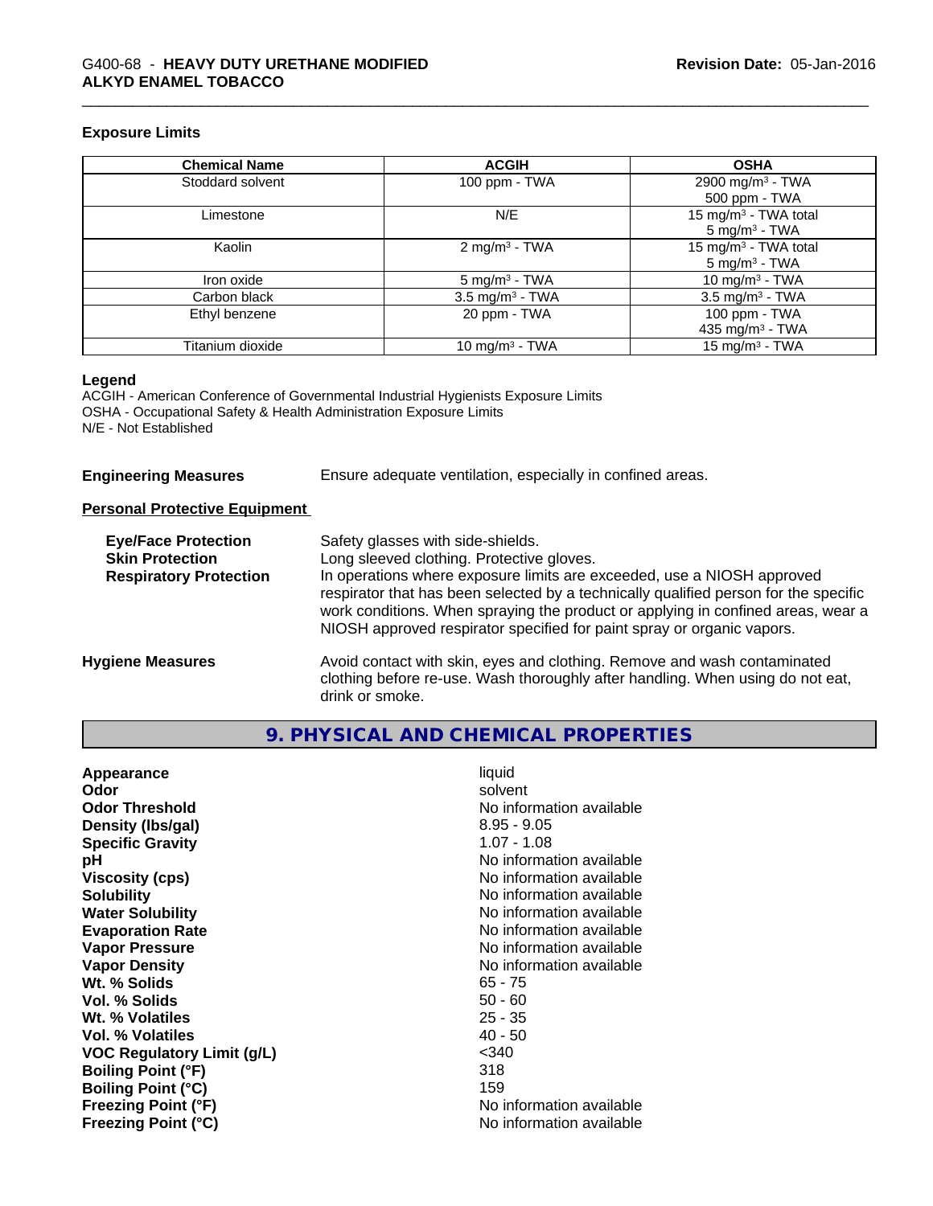### Exposure Limits

| Chemical Name | ACGIH | OSHA |
|---|---|---|
| Stoddard solvent | 100 ppm - TWA | 2900 mg/m³ - TWA<br>500 ppm - TWA |
| Limestone | N/E | 15 mg/m³ - TWA total<br>5 mg/m³ - TWA |
| Kaolin | 2 mg/m³ - TWA | 15 mg/m³ - TWA total<br>5 mg/m³ - TWA |
| Iron oxide | 5 mg/m³ - TWA | 10 mg/m³ - TWA |
| Carbon black | 3.5 mg/m³ - TWA | 3.5 mg/m³ - TWA |
| Ethyl benzene | 20 ppm - TWA | 100 ppm - TWA<br>435 mg/m³ - TWA |
| Titanium dioxide | 10 mg/m³ - TWA | 15 mg/m³ - TWA |

**Legend**
ACGIH - American Conference of Governmental Industrial Hygienists Exposure Limits
OSHA - Occupational Safety & Health Administration Exposure Limits
N/E - Not Established

**Engineering Measures** Ensure adequate ventilation, especially in confined areas.

**Personal Protective Equipment**

**Eye/Face Protection** Safety glasses with side-shields.

**Skin Protection** Long sleeved clothing. Protective gloves.

**Respiratory Protection** In operations where exposure limits are exceeded, use a NIOSH approved respirator that has been selected by a technically qualified person for the specific work conditions. When spraying the product or applying in confined areas, wear a NIOSH approved respirator specified for paint spray or organic vapors.

**Hygiene Measures** Avoid contact with skin, eyes and clothing. Remove and wash contaminated clothing before re-use. Wash thoroughly after handling. When using do not eat, drink or smoke.

## 9. PHYSICAL AND CHEMICAL PROPERTIES

| | |
|---|---|
| **Appearance** | liquid |
| **Odor** | solvent |
| **Odor Threshold** | No information available |
| **Density (lbs/gal)** | 8.95 - 9.05 |
| **Specific Gravity** | 1.07 - 1.08 |
| **pH** | No information available |
| **Viscosity (cps)** | No information available |
| **Solubility** | No information available |
| **Water Solubility** | No information available |
| **Evaporation Rate** | No information available |
| **Vapor Pressure** | No information available |
| **Vapor Density** | No information available |
| **Wt. % Solids** | 65 - 75 |
| **Vol. % Solids** | 50 - 60 |
| **Wt. % Volatiles** | 25 - 35 |
| **Vol. % Volatiles** | 40 - 50 |
| **VOC Regulatory Limit (g/L)** | <340 |
| **Boiling Point (°F)** | 318 |
| **Boiling Point (°C)** | 159 |
| **Freezing Point (°F)** | No information available |
| **Freezing Point (°C)** | No information available |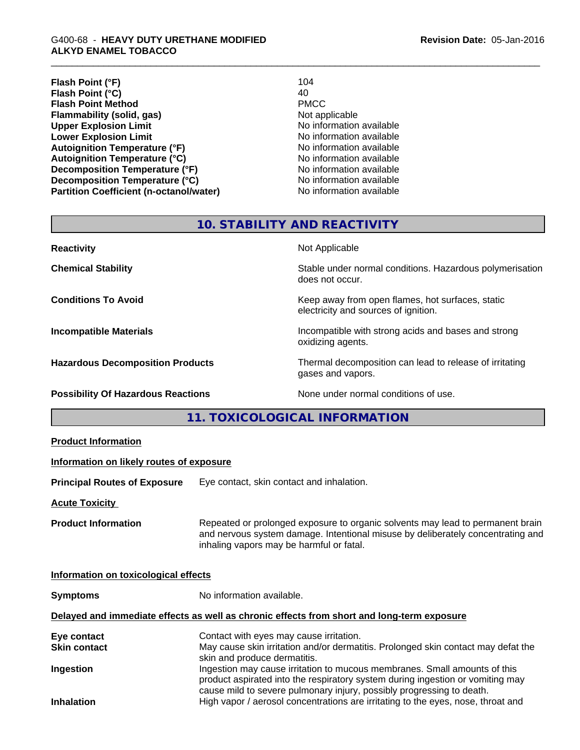| | |
|---|---|
| **Flash Point (°F)** | 104 |
| **Flash Point (°C)** | 40 |
| **Flash Point Method** | PMCC |
| **Flammability (solid, gas)** | Not applicable |
| **Upper Explosion Limit** | No information available |
| **Lower Explosion Limit** | No information available |
| **Autoignition Temperature (°F)** | No information available |
| **Autoignition Temperature (°C)** | No information available |
| **Decomposition Temperature (°F)** | No information available |
| **Decomposition Temperature (°C)** | No information available |
| **Partition Coefficient (n-octanol/water)** | No information available |

## 10. STABILITY AND REACTIVITY

| | |
|---|---|
| **Reactivity** | Not Applicable |
| **Chemical Stability** | Stable under normal conditions. Hazardous polymerisation does not occur. |
| **Conditions To Avoid** | Keep away from open flames, hot surfaces, static electricity and sources of ignition. |
| **Incompatible Materials** | Incompatible with strong acids and bases and strong oxidizing agents. |
| **Hazardous Decomposition Products** | Thermal decomposition can lead to release of irritating gases and vapors. |
| **Possibility Of Hazardous Reactions** | None under normal conditions of use. |

## 11. TOXICOLOGICAL INFORMATION

**Product Information**

**Information on likely routes of exposure**

**Principal Routes of Exposure** Eye contact, skin contact and inhalation.

**Acute Toxicity**

**Product Information** Repeated or prolonged exposure to organic solvents may lead to permanent brain and nervous system damage. Intentional misuse by deliberately concentrating and inhaling vapors may be harmful or fatal.

**Information on toxicological effects**

**Symptoms** No information available.

**Delayed and immediate effects as well as chronic effects from short and long-term exposure**

| | |
|---|---|
| **Eye contact** | Contact with eyes may cause irritation. |
| **Skin contact** | May cause skin irritation and/or dermatitis. Prolonged skin contact may defat the skin and produce dermatitis. |
| **Ingestion** | Ingestion may cause irritation to mucous membranes. Small amounts of this product aspirated into the respiratory system during ingestion or vomiting may cause mild to severe pulmonary injury, possibly progressing to death. |
| **Inhalation** | High vapor / aerosol concentrations are irritating to the eyes, nose, throat and |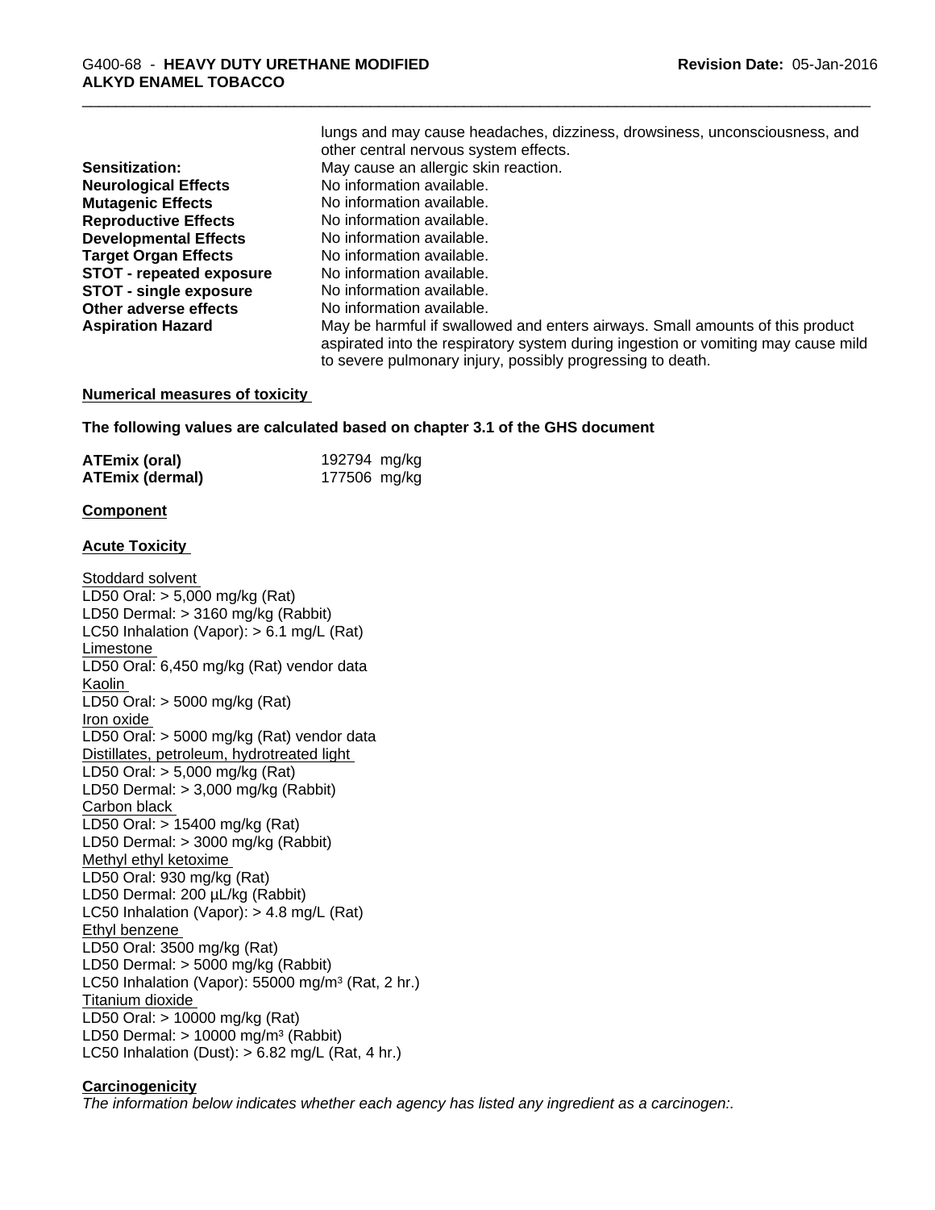lungs and may cause headaches, dizziness, drowsiness, unconsciousness, and other central nervous system effects.

| | |
|---|---|
| **Sensitization:** | May cause an allergic skin reaction. |
| **Neurological Effects** | No information available. |
| **Mutagenic Effects** | No information available. |
| **Reproductive Effects** | No information available. |
| **Developmental Effects** | No information available. |
| **Target Organ Effects** | No information available. |
| **STOT - repeated exposure** | No information available. |
| **STOT - single exposure** | No information available. |
| **Other adverse effects** | No information available. |
| **Aspiration Hazard** | May be harmful if swallowed and enters airways. Small amounts of this product aspirated into the respiratory system during ingestion or vomiting may cause mild to severe pulmonary injury, possibly progressing to death. |

**Numerical measures of toxicity**

**The following values are calculated based on chapter 3.1 of the GHS document**

| | |
|---|---|
| **ATEmix (oral)** | 192794 mg/kg |
| **ATEmix (dermal)** | 177506 mg/kg |

**Component**

**Acute Toxicity**

Stoddard solvent
LD50 Oral: > 5,000 mg/kg (Rat)
LD50 Dermal: > 3160 mg/kg (Rabbit)
LC50 Inhalation (Vapor): > 6.1 mg/L (Rat)
Limestone
LD50 Oral: 6,450 mg/kg (Rat) vendor data
Kaolin
LD50 Oral: > 5000 mg/kg (Rat)
Iron oxide
LD50 Oral: > 5000 mg/kg (Rat) vendor data
Distillates, petroleum, hydrotreated light
LD50 Oral: > 5,000 mg/kg (Rat)
LD50 Dermal: > 3,000 mg/kg (Rabbit)
Carbon black
LD50 Oral: > 15400 mg/kg (Rat)
LD50 Dermal: > 3000 mg/kg (Rabbit)
Methyl ethyl ketoxime
LD50 Oral: 930 mg/kg (Rat)
LD50 Dermal: 200 µL/kg (Rabbit)
LC50 Inhalation (Vapor): > 4.8 mg/L (Rat)
Ethyl benzene
LD50 Oral: 3500 mg/kg (Rat)
LD50 Dermal: > 5000 mg/kg (Rabbit)
LC50 Inhalation (Vapor): 55000 mg/m$^3$ (Rat, 2 hr.)
Titanium dioxide
LD50 Oral: > 10000 mg/kg (Rat)
LD50 Dermal: > 10000 mg/m$^3$ (Rabbit)
LC50 Inhalation (Dust): > 6.82 mg/L (Rat, 4 hr.)

**Carcinogenicity**

*The information below indicates whether each agency has listed any ingredient as a carcinogen:.*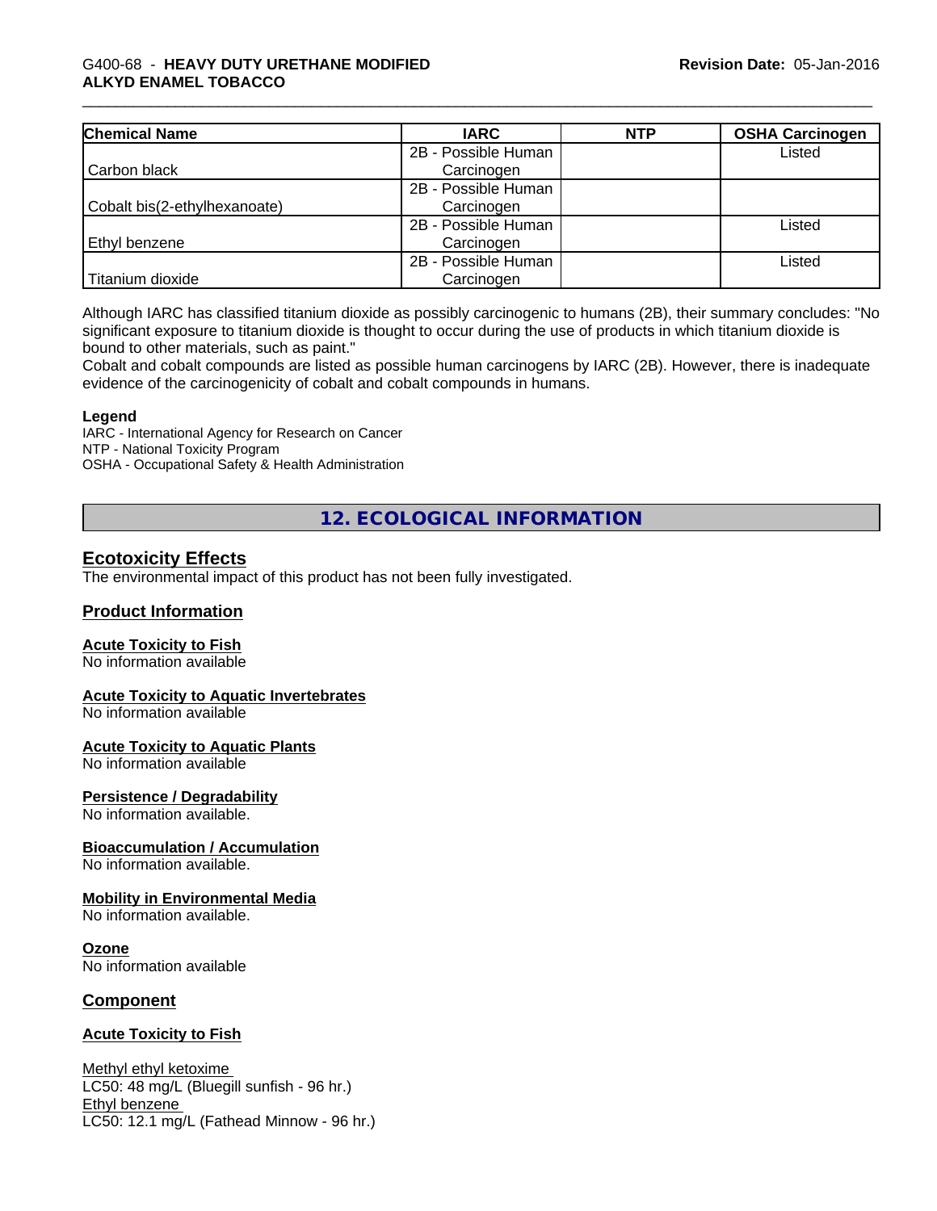| Chemical Name | IARC | NTP | OSHA Carcinogen |
|---|---|---|---|
| Carbon black | 2B - Possible Human Carcinogen | | Listed |
| Cobalt bis(2-ethylhexanoate) | 2B - Possible Human Carcinogen | | |
| Ethyl benzene | 2B - Possible Human Carcinogen | | Listed |
| Titanium dioxide | 2B - Possible Human Carcinogen | | Listed |

Although IARC has classified titanium dioxide as possibly carcinogenic to humans (2B), their summary concludes: "No significant exposure to titanium dioxide is thought to occur during the use of products in which titanium dioxide is bound to other materials, such as paint."
Cobalt and cobalt compounds are listed as possible human carcinogens by IARC (2B). However, there is inadequate evidence of the carcinogenicity of cobalt and cobalt compounds in humans.

**Legend**
IARC - International Agency for Research on Cancer
NTP - National Toxicity Program
OSHA - Occupational Safety & Health Administration

## 12. ECOLOGICAL INFORMATION

### Ecotoxicity Effects
The environmental impact of this product has not been fully investigated.

### Product Information

**Acute Toxicity to Fish**
No information available

**Acute Toxicity to Aquatic Invertebrates**
No information available

**Acute Toxicity to Aquatic Plants**
No information available

**Persistence / Degradability**
No information available.

**Bioaccumulation / Accumulation**
No information available.

**Mobility in Environmental Media**
No information available.

**Ozone**
No information available

### Component

**Acute Toxicity to Fish**

Methyl ethyl ketoxime
LC50: 48 mg/L (Bluegill sunfish - 96 hr.)
Ethyl benzene
LC50: 12.1 mg/L (Fathead Minnow - 96 hr.)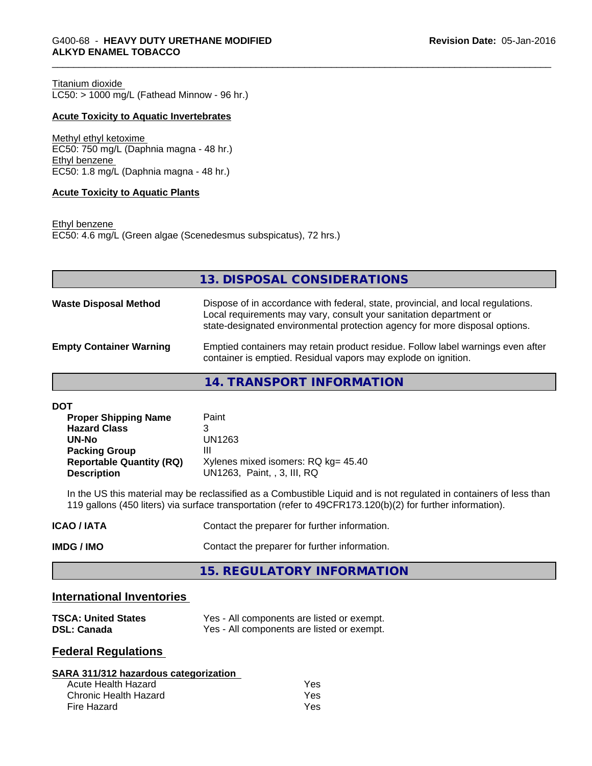Titanium dioxide
LC50: > 1000 mg/L (Fathead Minnow - 96 hr.)

**Acute Toxicity to Aquatic Invertebrates**

Methyl ethyl ketoxime
EC50: 750 mg/L (Daphnia magna - 48 hr.)
Ethyl benzene
EC50: 1.8 mg/L (Daphnia magna - 48 hr.)

**Acute Toxicity to Aquatic Plants**

Ethyl benzene
EC50: 4.6 mg/L (Green algae (Scenedesmus subspicatus), 72 hrs.)

## 13. DISPOSAL CONSIDERATIONS

| | |
|---|---|
| **Waste Disposal Method** | Dispose of in accordance with federal, state, provincial, and local regulations. Local requirements may vary, consult your sanitation department or state-designated environmental protection agency for more disposal options. |
| **Empty Container Warning** | Emptied containers may retain product residue. Follow label warnings even after container is emptied. Residual vapors may explode on ignition. |

## 14. TRANSPORT INFORMATION

**DOT**

| | |
|---|---|
| **Proper Shipping Name** | Paint |
| **Hazard Class** | 3 |
| **UN-No** | UN1263 |
| **Packing Group** | III |
| **Reportable Quantity (RQ)** | Xylenes mixed isomers: RQ kg= 45.40 |
| **Description** | UN1263, Paint, , 3, III, RQ |

In the US this material may be reclassified as a Combustible Liquid and is not regulated in containers of less than 119 gallons (450 liters) via surface transportation (refer to 49CFR173.120(b)(2) for further information).

| | |
|---|---|
| **ICAO / IATA** | Contact the preparer for further information. |
| **IMDG / IMO** | Contact the preparer for further information. |

## 15. REGULATORY INFORMATION

### International Inventories

| | |
|---|---|
| **TSCA: United States** | Yes - All components are listed or exempt. |
| **DSL: Canada** | Yes - All components are listed or exempt. |

### Federal Regulations

**SARA 311/312 hazardous categorization**

| | |
|---|---|
| Acute Health Hazard | Yes |
| Chronic Health Hazard | Yes |
| Fire Hazard | Yes |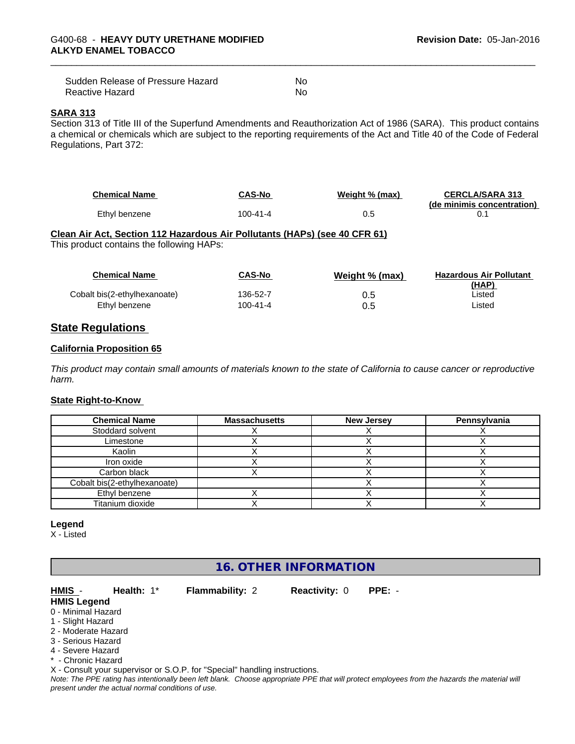| | |
|---|---|
| Sudden Release of Pressure Hazard | No |
| Reactive Hazard | No |

### SARA 313

Section 313 of Title III of the Superfund Amendments and Reauthorization Act of 1986 (SARA). This product contains a chemical or chemicals which are subject to the reporting requirements of the Act and Title 40 of the Code of Federal Regulations, Part 372:

| Chemical Name | CAS-No | Weight % (max) | CERCLA/SARA 313 (de minimis concentration) |
|---|---|---|---|
| Ethyl benzene | 100-41-4 | 0.5 | 0.1 |

### Clean Air Act, Section 112 Hazardous Air Pollutants (HAPs) (see 40 CFR 61)

This product contains the following HAPs:

| Chemical Name | CAS-No | Weight % (max) | Hazardous Air Pollutant (HAP) |
|---|---|---|---|
| Cobalt bis(2-ethylhexanoate) | 136-52-7 | 0.5 | Listed |
| Ethyl benzene | 100-41-4 | 0.5 | Listed |

## State Regulations

### California Proposition 65

*This product may contain small amounts of materials known to the state of California to cause cancer or reproductive harm.*

### State Right-to-Know

| Chemical Name | Massachusetts | New Jersey | Pennsylvania |
|---|---|---|---|
| Stoddard solvent | X | X | X |
| Limestone | X | X | X |
| Kaolin | X | X | X |
| Iron oxide | X | X | X |
| Carbon black | X | X | X |
| Cobalt bis(2-ethylhexanoate) | | X | X |
| Ethyl benzene | X | X | X |
| Titanium dioxide | X | X | X |

**Legend**

X - Listed

## 16. OTHER INFORMATION

**HMIS** - **Health:** 1* **Flammability:** 2 **Reactivity:** 0 **PPE:** -

**HMIS Legend**

0 - Minimal Hazard
1 - Slight Hazard
2 - Moderate Hazard
3 - Serious Hazard
4 - Severe Hazard
* - Chronic Hazard
X - Consult your supervisor or S.O.P. for "Special" handling instructions.

*Note: The PPE rating has intentionally been left blank. Choose appropriate PPE that will protect employees from the hazards the material will present under the actual normal conditions of use.*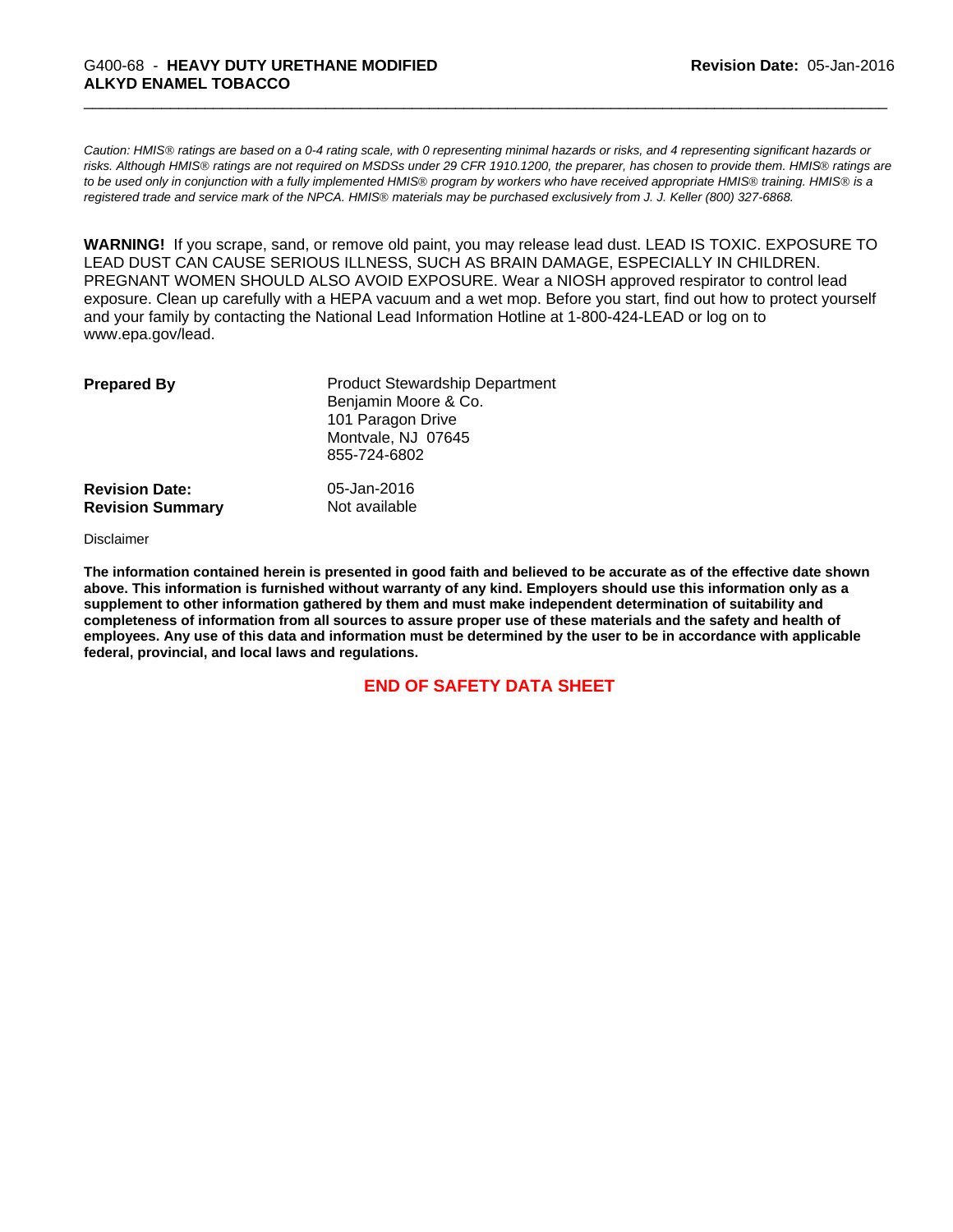*Caution: HMIS® ratings are based on a 0-4 rating scale, with 0 representing minimal hazards or risks, and 4 representing significant hazards or risks. Although HMIS® ratings are not required on MSDSs under 29 CFR 1910.1200, the preparer, has chosen to provide them. HMIS® ratings are to be used only in conjunction with a fully implemented HMIS® program by workers who have received appropriate HMIS® training. HMIS® is a registered trade and service mark of the NPCA. HMIS® materials may be purchased exclusively from J. J. Keller (800) 327-6868.*

**WARNING!** If you scrape, sand, or remove old paint, you may release lead dust. LEAD IS TOXIC. EXPOSURE TO LEAD DUST CAN CAUSE SERIOUS ILLNESS, SUCH AS BRAIN DAMAGE, ESPECIALLY IN CHILDREN. PREGNANT WOMEN SHOULD ALSO AVOID EXPOSURE. Wear a NIOSH approved respirator to control lead exposure. Clean up carefully with a HEPA vacuum and a wet mop. Before you start, find out how to protect yourself and your family by contacting the National Lead Information Hotline at 1-800-424-LEAD or log on to www.epa.gov/lead.

| | |
|---|---|
| **Prepared By** | Product Stewardship Department<br>Benjamin Moore & Co.<br>101 Paragon Drive<br>Montvale, NJ 07645<br>855-724-6802 |
| **Revision Date:** | 05-Jan-2016 |
| **Revision Summary** | Not available |

Disclaimer

**The information contained herein is presented in good faith and believed to be accurate as of the effective date shown above. This information is furnished without warranty of any kind. Employers should use this information only as a supplement to other information gathered by them and must make independent determination of suitability and completeness of information from all sources to assure proper use of these materials and the safety and health of employees. Any use of this data and information must be determined by the user to be in accordance with applicable federal, provincial, and local laws and regulations.**

**END OF SAFETY DATA SHEET**